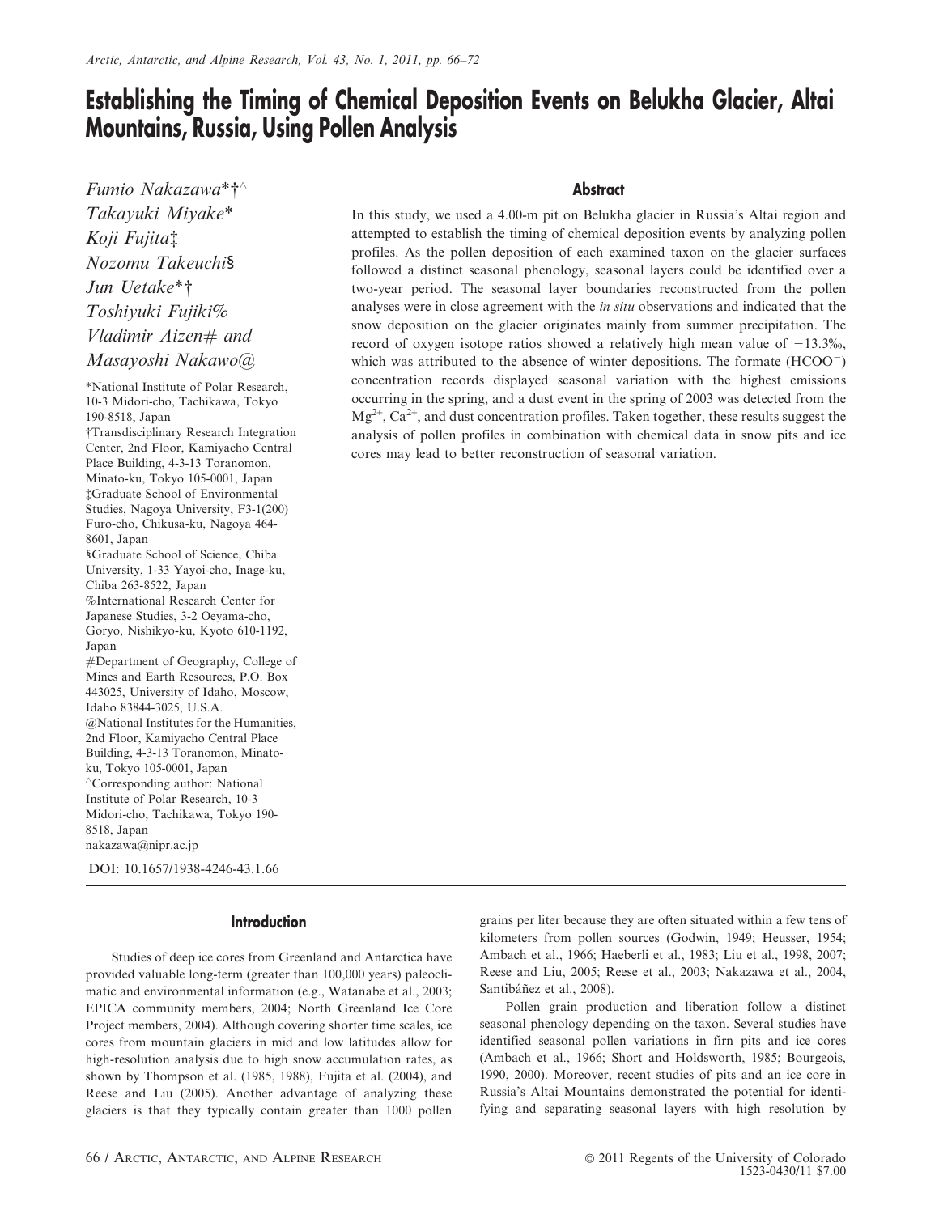# Establishing the Timing of Chemical Deposition Events on Belukha Glacier, Altai Mountains, Russia, Using Pollen Analysis

*Fumio Nakazawa*†^*
*Takayuki Miyake**
*Koji Fujita‡*
*Nozomu Takeuchi§*
*Jun Uetake*†*
*Toshiyuki Fujiki%*
*Vladimir Aizen# and*
*Masayoshi Nakawo@*

*National Institute of Polar Research, 10-3 Midori-cho, Tachikawa, Tokyo 190-8518, Japan
†Transdisciplinary Research Integration Center, 2nd Floor, Kamiyacho Central Place Building, 4-3-13 Toranomon, Minato-ku, Tokyo 105-0001, Japan
‡Graduate School of Environmental Studies, Nagoya University, F3-1(200) Furo-cho, Chikusa-ku, Nagoya 464-8601, Japan
§Graduate School of Science, Chiba University, 1-33 Yayoi-cho, Inage-ku, Chiba 263-8522, Japan
%International Research Center for Japanese Studies, 3-2 Oeyama-cho, Goryo, Nishikyo-ku, Kyoto 610-1192, Japan
#Department of Geography, College of Mines and Earth Resources, P.O. Box 443025, University of Idaho, Moscow, Idaho 83844-3025, U.S.A.
@National Institutes for the Humanities, 2nd Floor, Kamiyacho Central Place Building, 4-3-13 Toranomon, Minato-ku, Tokyo 105-0001, Japan
^Corresponding author: National Institute of Polar Research, 10-3 Midori-cho, Tachikawa, Tokyo 190-8518, Japan
nakazawa@nipr.ac.jp

DOI: 10.1657/1938-4246-43.1.66

## Abstract

In this study, we used a 4.00-m pit on Belukha glacier in Russia's Altai region and attempted to establish the timing of chemical deposition events by analyzing pollen profiles. As the pollen deposition of each examined taxon on the glacier surfaces followed a distinct seasonal phenology, seasonal layers could be identified over a two-year period. The seasonal layer boundaries reconstructed from the pollen analyses were in close agreement with the *in situ* observations and indicated that the snow deposition on the glacier originates mainly from summer precipitation. The record of oxygen isotope ratios showed a relatively high mean value of −13.3‰, which was attributed to the absence of winter depositions. The formate ($HCOO^-$) concentration records displayed seasonal variation with the highest emissions occurring in the spring, and a dust event in the spring of 2003 was detected from the $Mg^{2+}$, $Ca^{2+}$, and dust concentration profiles. Taken together, these results suggest the analysis of pollen profiles in combination with chemical data in snow pits and ice cores may lead to better reconstruction of seasonal variation.

## Introduction

Studies of deep ice cores from Greenland and Antarctica have provided valuable long-term (greater than 100,000 years) paleoclimatic and environmental information (e.g., Watanabe et al., 2003; EPICA community members, 2004; North Greenland Ice Core Project members, 2004). Although covering shorter time scales, ice cores from mountain glaciers in mid and low latitudes allow for high-resolution analysis due to high snow accumulation rates, as shown by Thompson et al. (1985, 1988), Fujita et al. (2004), and Reese and Liu (2005). Another advantage of analyzing these glaciers is that they typically contain greater than 1000 pollen grains per liter because they are often situated within a few tens of kilometers from pollen sources (Godwin, 1949; Heusser, 1954; Ambach et al., 1966; Haeberli et al., 1983; Liu et al., 1998, 2007; Reese and Liu, 2005; Reese et al., 2003; Nakazawa et al., 2004, Santibáñez et al., 2008).

Pollen grain production and liberation follow a distinct seasonal phenology depending on the taxon. Several studies have identified seasonal pollen variations in firn pits and ice cores (Ambach et al., 1966; Short and Holdsworth, 1985; Bourgeois, 1990, 2000). Moreover, recent studies of pits and an ice core in Russia's Altai Mountains demonstrated the potential for identifying and separating seasonal layers with high resolution by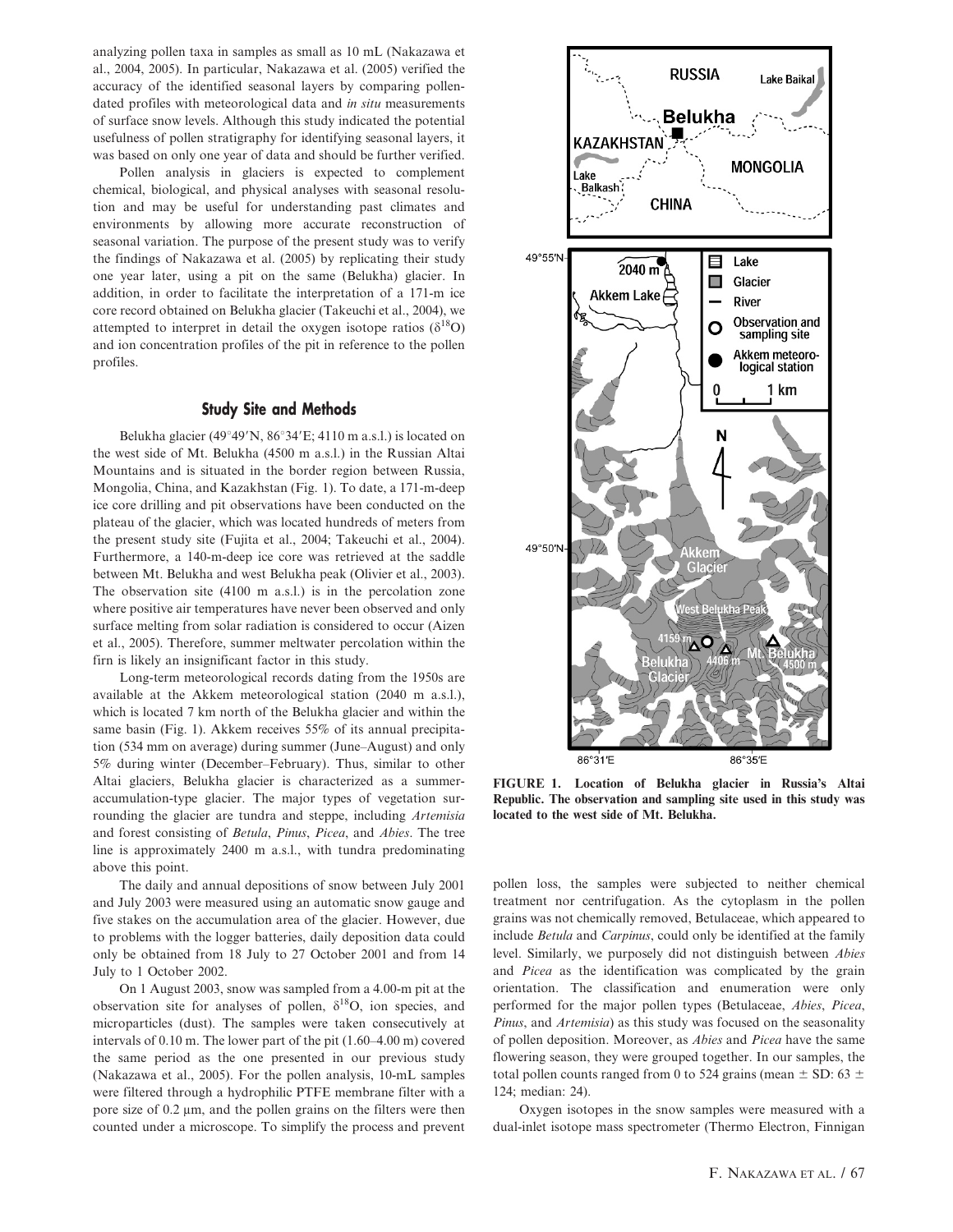analyzing pollen taxa in samples as small as 10 mL (Nakazawa et al., 2004, 2005). In particular, Nakazawa et al. (2005) verified the accuracy of the identified seasonal layers by comparing pollen-dated profiles with meteorological data and *in situ* measurements of surface snow levels. Although this study indicated the potential usefulness of pollen stratigraphy for identifying seasonal layers, it was based on only one year of data and should be further verified.

Pollen analysis in glaciers is expected to complement chemical, biological, and physical analyses with seasonal resolution and may be useful for understanding past climates and environments by allowing more accurate reconstruction of seasonal variation. The purpose of the present study was to verify the findings of Nakazawa et al. (2005) by replicating their study one year later, using a pit on the same (Belukha) glacier. In addition, in order to facilitate the interpretation of a 171-m ice core record obtained on Belukha glacier (Takeuchi et al., 2004), we attempted to interpret in detail the oxygen isotope ratios ($\delta^{18}O$) and ion concentration profiles of the pit in reference to the pollen profiles.

## Study Site and Methods

Belukha glacier (49°49′N, 86°34′E; 4110 m a.s.l.) is located on the west side of Mt. Belukha (4500 m a.s.l.) in the Russian Altai Mountains and is situated in the border region between Russia, Mongolia, China, and Kazakhstan (Fig. 1). To date, a 171-m-deep ice core drilling and pit observations have been conducted on the plateau of the glacier, which was located hundreds of meters from the present study site (Fujita et al., 2004; Takeuchi et al., 2004). Furthermore, a 140-m-deep ice core was retrieved at the saddle between Mt. Belukha and west Belukha peak (Olivier et al., 2003). The observation site (4100 m a.s.l.) is in the percolation zone where positive air temperatures have never been observed and only surface melting from solar radiation is considered to occur (Aizen et al., 2005). Therefore, summer meltwater percolation within the firn is likely an insignificant factor in this study.

Long-term meteorological records dating from the 1950s are available at the Akkem meteorological station (2040 m a.s.l.), which is located 7 km north of the Belukha glacier and within the same basin (Fig. 1). Akkem receives 55% of its annual precipitation (534 mm on average) during summer (June–August) and only 5% during winter (December–February). Thus, similar to other Altai glaciers, Belukha glacier is characterized as a summer-accumulation-type glacier. The major types of vegetation surrounding the glacier are tundra and steppe, including *Artemisia* and forest consisting of *Betula*, *Pinus*, *Picea*, and *Abies*. The tree line is approximately 2400 m a.s.l., with tundra predominating above this point.

The daily and annual depositions of snow between July 2001 and July 2003 were measured using an automatic snow gauge and five stakes on the accumulation area of the glacier. However, due to problems with the logger batteries, daily deposition data could only be obtained from 18 July to 27 October 2001 and from 14 July to 1 October 2002.

On 1 August 2003, snow was sampled from a 4.00-m pit at the observation site for analyses of pollen, $\delta^{18}O$, ion species, and microparticles (dust). The samples were taken consecutively at intervals of 0.10 m. The lower part of the pit (1.60–4.00 m) covered the same period as the one presented in our previous study (Nakazawa et al., 2005). For the pollen analysis, 10-mL samples were filtered through a hydrophilic PTFE membrane filter with a pore size of 0.2 μm, and the pollen grains on the filters were then counted under a microscope. To simplify the process and prevent pollen loss, the samples were subjected to neither chemical treatment nor centrifugation. As the cytoplasm in the pollen grains was not chemically removed, Betulaceae, which appeared to include *Betula* and *Carpinus*, could only be identified at the family level. Similarly, we purposely did not distinguish between *Abies* and *Picea* as the identification was complicated by the grain orientation. The classification and enumeration were only performed for the major pollen types (Betulaceae, *Abies*, *Picea*, *Pinus*, and *Artemisia*) as this study was focused on the seasonality of pollen deposition. Moreover, as *Abies* and *Picea* have the same flowering season, they were grouped together. In our samples, the total pollen counts ranged from 0 to 524 grains (mean ± SD: 63 ± 124; median: 24).

Oxygen isotopes in the snow samples were measured with a dual-inlet isotope mass spectrometer (Thermo Electron, Finnigan

FIGURE 1. Location of Belukha glacier in Russia's Altai Republic. The observation and sampling site used in this study was located to the west side of Mt. Belukha.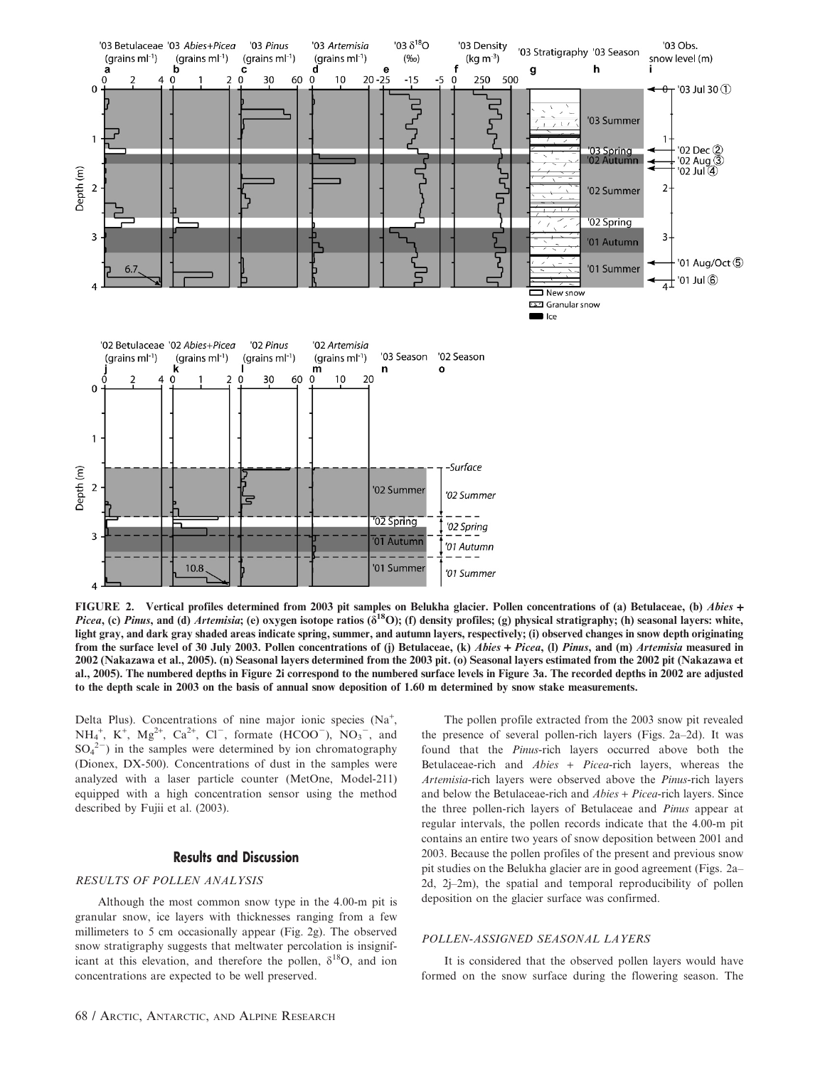FIGURE 2. Vertical profiles determined from 2003 pit samples on Belukha glacier. Pollen concentrations of (a) Betulaceae, (b) *Abies* + *Picea*, (c) *Pinus*, and (d) *Artemisia*; (e) oxygen isotope ratios ($\delta^{18}O$); (f) density profiles; (g) physical stratigraphy; (h) seasonal layers: white, light gray, and dark gray shaded areas indicate spring, summer, and autumn layers, respectively; (i) observed changes in snow depth originating from the surface level of 30 July 2003. Pollen concentrations of (j) Betulaceae, (k) *Abies* + *Picea*, (l) *Pinus*, and (m) *Artemisia* measured in 2002 (Nakazawa et al., 2005). (n) Seasonal layers determined from the 2003 pit. (o) Seasonal layers estimated from the 2002 pit (Nakazawa et al., 2005). The numbered depths in Figure 2i correspond to the numbered surface levels in Figure 3a. The recorded depths in 2002 are adjusted to the depth scale in 2003 on the basis of annual snow deposition of 1.60 m determined by snow stake measurements.

Delta Plus). Concentrations of nine major ionic species ($Na^+$, $NH_4^+$, $K^+$, $Mg^{2+}$, $Ca^{2+}$, $Cl^-$, formate ($HCOO^-$), $NO_3^-$, and $SO_4^{2-}$) in the samples were determined by ion chromatography (Dionex, DX-500). Concentrations of dust in the samples were analyzed with a laser particle counter (MetOne, Model-211) equipped with a high concentration sensor using the method described by Fujii et al. (2003).

## Results and Discussion

### RESULTS OF POLLEN ANALYSIS

Although the most common snow type in the 4.00-m pit is granular snow, ice layers with thicknesses ranging from a few millimeters to 5 cm occasionally appear (Fig. 2g). The observed snow stratigraphy suggests that meltwater percolation is insignificant at this elevation, and therefore the pollen, $\delta^{18}O$, and ion concentrations are expected to be well preserved.

The pollen profile extracted from the 2003 snow pit revealed the presence of several pollen-rich layers (Figs. 2a–2d). It was found that the *Pinus*-rich layers occurred above both the Betulaceae-rich and *Abies* + *Picea*-rich layers, whereas the *Artemisia*-rich layers were observed above the *Pinus*-rich layers and below the Betulaceae-rich and *Abies* + *Picea*-rich layers. Since the three pollen-rich layers of Betulaceae and *Pinus* appear at regular intervals, the pollen records indicate that the 4.00-m pit contains an entire two years of snow deposition between 2001 and 2003. Because the pollen profiles of the present and previous snow pit studies on the Belukha glacier are in good agreement (Figs. 2a–2d, 2j–2m), the spatial and temporal reproducibility of pollen deposition on the glacier surface was confirmed.

### POLLEN-ASSIGNED SEASONAL LAYERS

It is considered that the observed pollen layers would have formed on the snow surface during the flowering season. The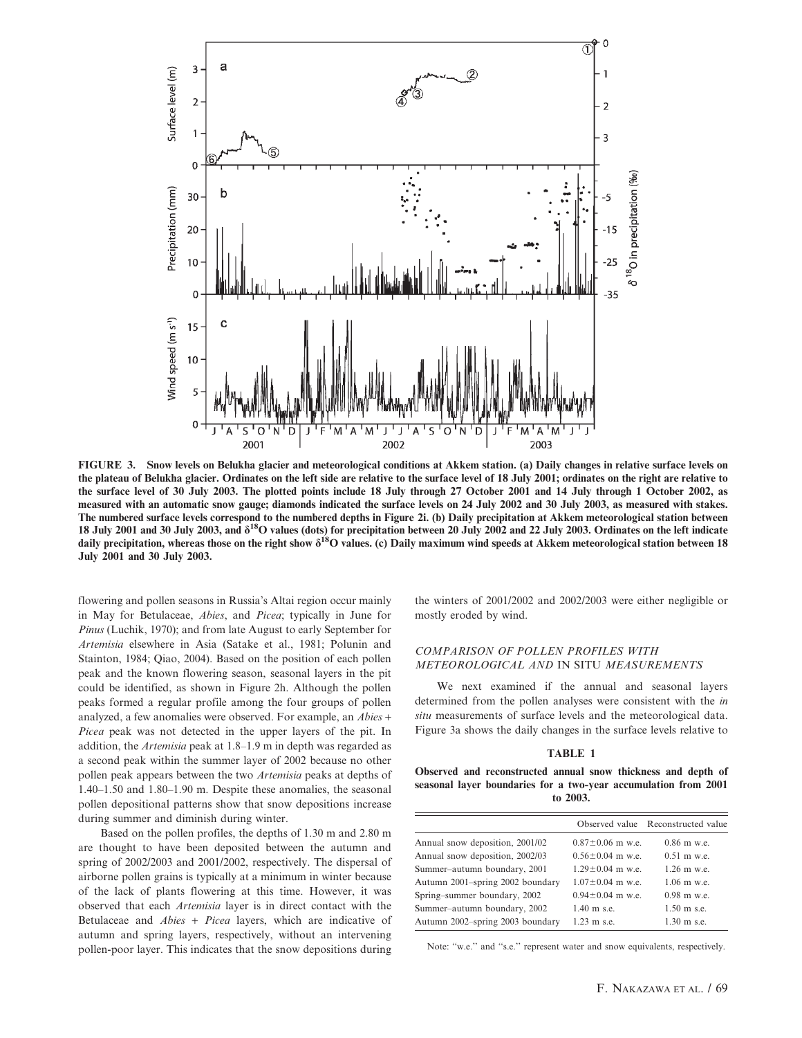FIGURE 3. Snow levels on Belukha glacier and meteorological conditions at Akkem station. (a) Daily changes in relative surface levels on the plateau of Belukha glacier. Ordinates on the left side are relative to the surface level of 18 July 2001; ordinates on the right are relative to the surface level of 30 July 2003. The plotted points include 18 July through 27 October 2001 and 14 July through 1 October 2002, as measured with an automatic snow gauge; diamonds indicated the surface levels on 24 July 2002 and 30 July 2003, as measured with stakes. The numbered surface levels correspond to the numbered depths in Figure 2i. (b) Daily precipitation at Akkem meteorological station between 18 July 2001 and 30 July 2003, and $\delta^{18}O$ values (dots) for precipitation between 20 July 2002 and 22 July 2003. Ordinates on the left indicate daily precipitation, whereas those on the right show $\delta^{18}O$ values. (c) Daily maximum wind speeds at Akkem meteorological station between 18 July 2001 and 30 July 2003.

flowering and pollen seasons in Russia's Altai region occur mainly in May for Betulaceae, *Abies*, and *Picea*; typically in June for *Pinus* (Luchik, 1970); and from late August to early September for *Artemisia* elsewhere in Asia (Satake et al., 1981; Polunin and Stainton, 1984; Qiao, 2004). Based on the position of each pollen peak and the known flowering season, seasonal layers in the pit could be identified, as shown in Figure 2h. Although the pollen peaks formed a regular profile among the four groups of pollen analyzed, a few anomalies were observed. For example, an *Abies* + *Picea* peak was not detected in the upper layers of the pit. In addition, the *Artemisia* peak at 1.8–1.9 m in depth was regarded as a second peak within the summer layer of 2002 because no other pollen peak appears between the two *Artemisia* peaks at depths of 1.40–1.50 and 1.80–1.90 m. Despite these anomalies, the seasonal pollen depositional patterns show that snow depositions increase during summer and diminish during winter.

Based on the pollen profiles, the depths of 1.30 m and 2.80 m are thought to have been deposited between the autumn and spring of 2002/2003 and 2001/2002, respectively. The dispersal of airborne pollen grains is typically at a minimum in winter because of the lack of plants flowering at this time. However, it was observed that each *Artemisia* layer is in direct contact with the Betulaceae and *Abies* + *Picea* layers, which are indicative of autumn and spring layers, respectively, without an intervening pollen-poor layer. This indicates that the snow depositions during the winters of 2001/2002 and 2002/2003 were either negligible or mostly eroded by wind.

### *COMPARISON OF POLLEN PROFILES WITH METEOROLOGICAL AND* IN SITU *MEASUREMENTS*

We next examined if the annual and seasonal layers determined from the pollen analyses were consistent with the *in situ* measurements of surface levels and the meteorological data. Figure 3a shows the daily changes in the surface levels relative to

**TABLE 1**

**Observed and reconstructed annual snow thickness and depth of seasonal layer boundaries for a two-year accumulation from 2001 to 2003.**

| | Observed value | Reconstructed value |
|---|---|---|
| Annual snow deposition, 2001/02 | 0.87±0.06 m w.e. | 0.86 m w.e. |
| Annual snow deposition, 2002/03 | 0.56±0.04 m w.e. | 0.51 m w.e. |
| Summer–autumn boundary, 2001 | 1.29±0.04 m w.e. | 1.26 m w.e. |
| Autumn 2001–spring 2002 boundary | 1.07±0.04 m w.e. | 1.06 m w.e. |
| Spring–summer boundary, 2002 | 0.94±0.04 m w.e. | 0.98 m w.e. |
| Summer–autumn boundary, 2002 | 1.40 m s.e. | 1.50 m s.e. |
| Autumn 2002–spring 2003 boundary | 1.23 m s.e. | 1.30 m s.e. |

Note: "w.e." and "s.e." represent water and snow equivalents, respectively.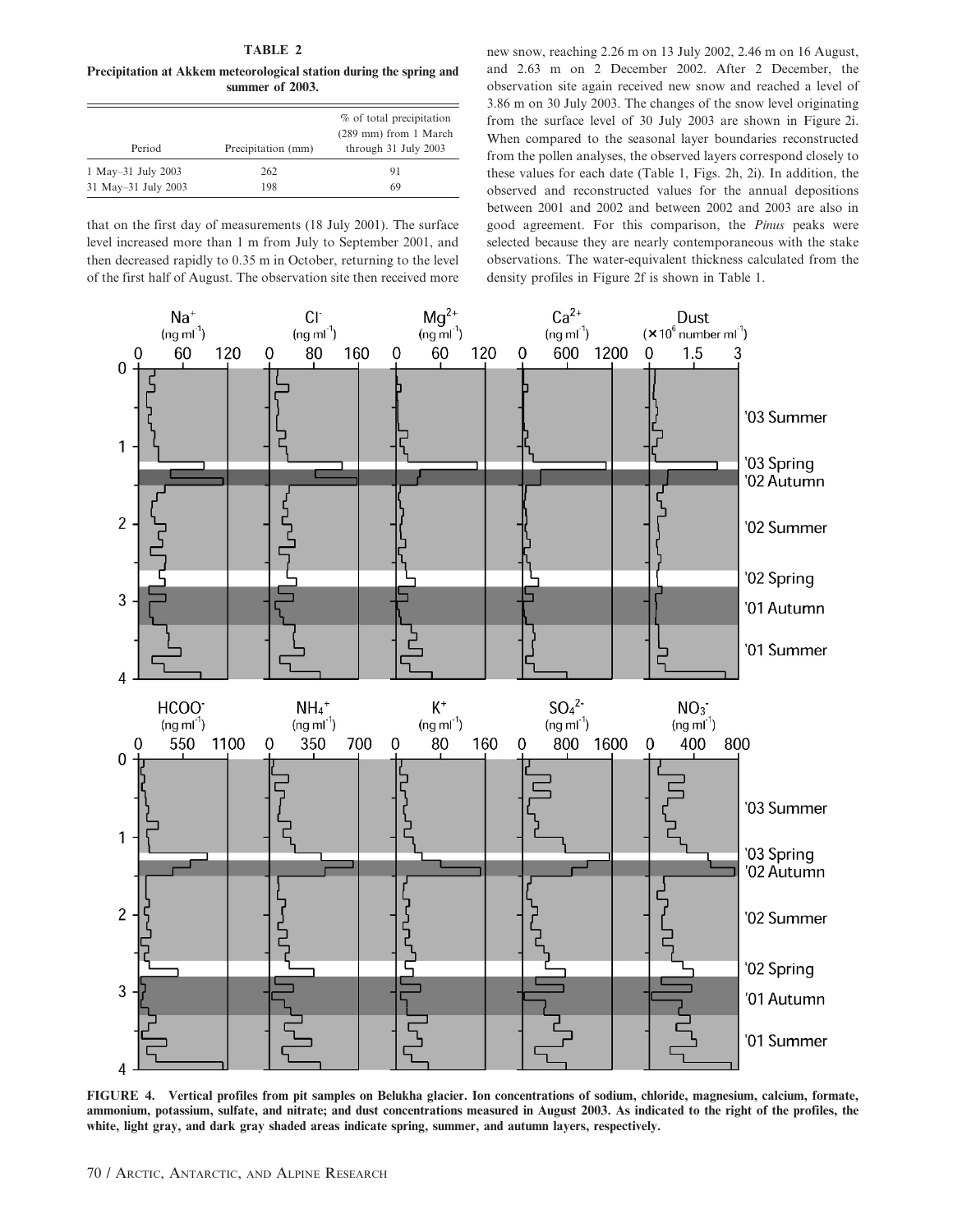**TABLE 2**

**Precipitation at Akkem meteorological station during the spring and summer of 2003.**

| Period | Precipitation (mm) | % of total precipitation (289 mm) from 1 March through 31 July 2003 |
|---|---|---|
| 1 May–31 July 2003 | 262 | 91 |
| 31 May–31 July 2003 | 198 | 69 |

that on the first day of measurements (18 July 2001). The surface level increased more than 1 m from July to September 2001, and then decreased rapidly to 0.35 m in October, returning to the level of the first half of August. The observation site then received more new snow, reaching 2.26 m on 13 July 2002, 2.46 m on 16 August, and 2.63 m on 2 December 2002. After 2 December, the observation site again received new snow and reached a level of 3.86 m on 30 July 2003. The changes of the snow level originating from the surface level of 30 July 2003 are shown in Figure 2i. When compared to the seasonal layer boundaries reconstructed from the pollen analyses, the observed layers correspond closely to these values for each date (Table 1, Figs. 2h, 2i). In addition, the observed and reconstructed values for the annual depositions between 2001 and 2002 and between 2002 and 2003 are also in good agreement. For this comparison, the *Pinus* peaks were selected because they are nearly contemporaneous with the stake observations. The water-equivalent thickness calculated from the density profiles in Figure 2f is shown in Table 1.

**FIGURE 4. Vertical profiles from pit samples on Belukha glacier. Ion concentrations of sodium, chloride, magnesium, calcium, formate, ammonium, potassium, sulfate, and nitrate; and dust concentrations measured in August 2003. As indicated to the right of the profiles, the white, light gray, and dark gray shaded areas indicate spring, summer, and autumn layers, respectively.**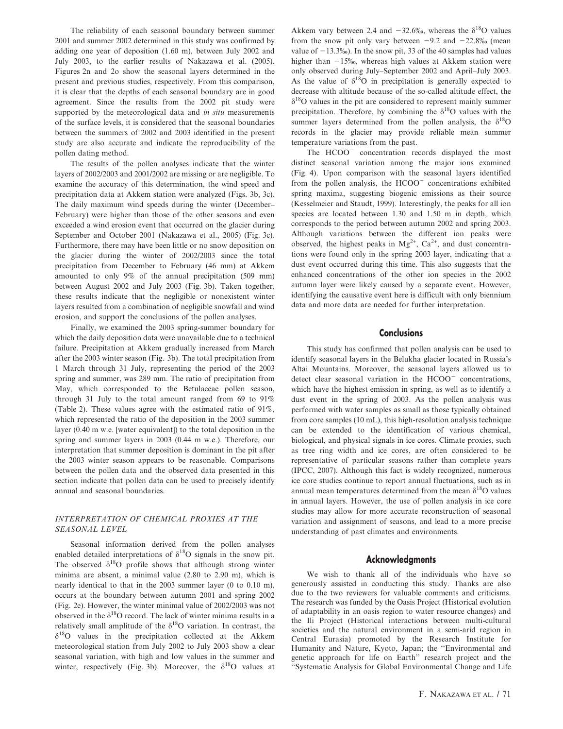The reliability of each seasonal boundary between summer 2001 and summer 2002 determined in this study was confirmed by adding one year of deposition (1.60 m), between July 2002 and July 2003, to the earlier results of Nakazawa et al. (2005). Figures 2n and 2o show the seasonal layers determined in the present and previous studies, respectively. From this comparison, it is clear that the depths of each seasonal boundary are in good agreement. Since the results from the 2002 pit study were supported by the meteorological data and *in situ* measurements of the surface levels, it is considered that the seasonal boundaries between the summers of 2002 and 2003 identified in the present study are also accurate and indicate the reproducibility of the pollen dating method.

The results of the pollen analyses indicate that the winter layers of 2002/2003 and 2001/2002 are missing or are negligible. To examine the accuracy of this determination, the wind speed and precipitation data at Akkem station were analyzed (Figs. 3b, 3c). The daily maximum wind speeds during the winter (December–February) were higher than those of the other seasons and even exceeded a wind erosion event that occurred on the glacier during September and October 2001 (Nakazawa et al., 2005) (Fig. 3c). Furthermore, there may have been little or no snow deposition on the glacier during the winter of 2002/2003 since the total precipitation from December to February (46 mm) at Akkem amounted to only 9% of the annual precipitation (509 mm) between August 2002 and July 2003 (Fig. 3b). Taken together, these results indicate that the negligible or nonexistent winter layers resulted from a combination of negligible snowfall and wind erosion, and support the conclusions of the pollen analyses.

Finally, we examined the 2003 spring-summer boundary for which the daily deposition data were unavailable due to a technical failure. Precipitation at Akkem gradually increased from March after the 2003 winter season (Fig. 3b). The total precipitation from 1 March through 31 July, representing the period of the 2003 spring and summer, was 289 mm. The ratio of precipitation from May, which corresponded to the Betulaceae pollen season, through 31 July to the total amount ranged from 69 to 91% (Table 2). These values agree with the estimated ratio of 91%, which represented the ratio of the deposition in the 2003 summer layer (0.40 m w.e. [water equivalent]) to the total deposition in the spring and summer layers in 2003 (0.44 m w.e.). Therefore, our interpretation that summer deposition is dominant in the pit after the 2003 winter season appears to be reasonable. Comparisons between the pollen data and the observed data presented in this section indicate that pollen data can be used to precisely identify annual and seasonal boundaries.

### *INTERPRETATION OF CHEMICAL PROXIES AT THE SEASONAL LEVEL*

Seasonal information derived from the pollen analyses enabled detailed interpretations of $\delta^{18}O$ signals in the snow pit. The observed $\delta^{18}O$ profile shows that although strong winter minima are absent, a minimal value (2.80 to 2.90 m), which is nearly identical to that in the 2003 summer layer (0 to 0.10 m), occurs at the boundary between autumn 2001 and spring 2002 (Fig. 2e). However, the winter minimal value of 2002/2003 was not observed in the $\delta^{18}O$ record. The lack of winter minima results in a relatively small amplitude of the $\delta^{18}O$ variation. In contrast, the $\delta^{18}O$ values in the precipitation collected at the Akkem meteorological station from July 2002 to July 2003 show a clear seasonal variation, with high and low values in the summer and winter, respectively (Fig. 3b). Moreover, the $\delta^{18}O$ values at Akkem vary between 2.4 and −32.6‰, whereas the $\delta^{18}O$ values from the snow pit only vary between −9.2 and −22.8‰ (mean value of −13.3‰). In the snow pit, 33 of the 40 samples had values higher than −15‰, whereas high values at Akkem station were only observed during July–September 2002 and April–July 2003. As the value of $\delta^{18}O$ in precipitation is generally expected to decrease with altitude because of the so-called altitude effect, the $\delta^{18}O$ values in the pit are considered to represent mainly summer precipitation. Therefore, by combining the $\delta^{18}O$ values with the summer layers determined from the pollen analysis, the $\delta^{18}O$ records in the glacier may provide reliable mean summer temperature variations from the past.

The $HCOO^-$ concentration records displayed the most distinct seasonal variation among the major ions examined (Fig. 4). Upon comparison with the seasonal layers identified from the pollen analysis, the $HCOO^-$ concentrations exhibited spring maxima, suggesting biogenic emissions as their source (Kesselmeier and Staudt, 1999). Interestingly, the peaks for all ion species are located between 1.30 and 1.50 m in depth, which corresponds to the period between autumn 2002 and spring 2003. Although variations between the different ion peaks were observed, the highest peaks in $Mg^{2+}$, $Ca^{2+}$, and dust concentrations were found only in the spring 2003 layer, indicating that a dust event occurred during this time. This also suggests that the enhanced concentrations of the other ion species in the 2002 autumn layer were likely caused by a separate event. However, identifying the causative event here is difficult with only biennium data and more data are needed for further interpretation.

## Conclusions

This study has confirmed that pollen analysis can be used to identify seasonal layers in the Belukha glacier located in Russia's Altai Mountains. Moreover, the seasonal layers allowed us to detect clear seasonal variation in the $HCOO^-$ concentrations, which have the highest emission in spring, as well as to identify a dust event in the spring of 2003. As the pollen analysis was performed with water samples as small as those typically obtained from core samples (10 mL), this high-resolution analysis technique can be extended to the identification of various chemical, biological, and physical signals in ice cores. Climate proxies, such as tree ring width and ice cores, are often considered to be representative of particular seasons rather than complete years (IPCC, 2007). Although this fact is widely recognized, numerous ice core studies continue to report annual fluctuations, such as in annual mean temperatures determined from the mean $\delta^{18}O$ values in annual layers. However, the use of pollen analysis in ice core studies may allow for more accurate reconstruction of seasonal variation and assignment of seasons, and lead to a more precise understanding of past climates and environments.

## Acknowledgments

We wish to thank all of the individuals who have so generously assisted in conducting this study. Thanks are also due to the two reviewers for valuable comments and criticisms. The research was funded by the Oasis Project (Historical evolution of adaptability in an oasis region to water resource changes) and the Ili Project (Historical interactions between multi-cultural societies and the natural environment in a semi-arid region in Central Eurasia) promoted by the Research Institute for Humanity and Nature, Kyoto, Japan; the "Environmental and genetic approach for life on Earth" research project and the "Systematic Analysis for Global Environmental Change and Life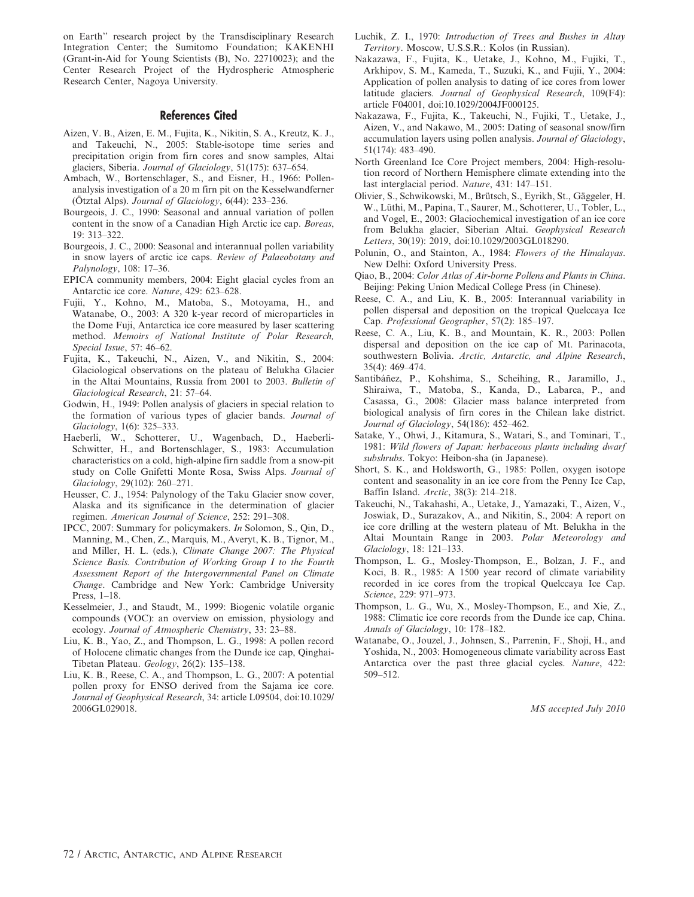on Earth" research project by the Transdisciplinary Research Integration Center; the Sumitomo Foundation; KAKENHI (Grant-in-Aid for Young Scientists (B), No. 22710023); and the Center Research Project of the Hydrospheric Atmospheric Research Center, Nagoya University.

## References Cited

Aizen, V. B., Aizen, E. M., Fujita, K., Nikitin, S. A., Kreutz, K. J., and Takeuchi, N., 2005: Stable-isotope time series and precipitation origin from firn cores and snow samples, Altai glaciers, Siberia. *Journal of Glaciology*, 51(175): 637–654.

Ambach, W., Bortenschlager, S., and Eisner, H., 1966: Pollen-analysis investigation of a 20 m firn pit on the Kesselwandferner (Ötztal Alps). *Journal of Glaciology*, 6(44): 233–236.

Bourgeois, J. C., 1990: Seasonal and annual variation of pollen content in the snow of a Canadian High Arctic ice cap. *Boreas*, 19: 313–322.

Bourgeois, J. C., 2000: Seasonal and interannual pollen variability in snow layers of arctic ice caps. *Review of Palaeobotany and Palynology*, 108: 17–36.

EPICA community members, 2004: Eight glacial cycles from an Antarctic ice core. *Nature*, 429: 623–628.

Fujii, Y., Kohno, M., Matoba, S., Motoyama, H., and Watanabe, O., 2003: A 320 k-year record of microparticles in the Dome Fuji, Antarctica ice core measured by laser scattering method. *Memoirs of National Institute of Polar Research, Special Issue*, 57: 46–62.

Fujita, K., Takeuchi, N., Aizen, V., and Nikitin, S., 2004: Glaciological observations on the plateau of Belukha Glacier in the Altai Mountains, Russia from 2001 to 2003. *Bulletin of Glaciological Research*, 21: 57–64.

Godwin, H., 1949: Pollen analysis of glaciers in special relation to the formation of various types of glacier bands. *Journal of Glaciology*, 1(6): 325–333.

Haeberli, W., Schotterer, U., Wagenbach, D., Haeberli-Schwitter, H., and Bortenschlager, S., 1983: Accumulation characteristics on a cold, high-alpine firn saddle from a snow-pit study on Colle Gnifetti Monte Rosa, Swiss Alps. *Journal of Glaciology*, 29(102): 260–271.

Heusser, C. J., 1954: Palynology of the Taku Glacier snow cover, Alaska and its significance in the determination of glacier regimen. *American Journal of Science*, 252: 291–308.

IPCC, 2007: Summary for policymakers. *In* Solomon, S., Qin, D., Manning, M., Chen, Z., Marquis, M., Averyt, K. B., Tignor, M., and Miller, H. L. (eds.), *Climate Change 2007: The Physical Science Basis. Contribution of Working Group I to the Fourth Assessment Report of the Intergovernmental Panel on Climate Change*. Cambridge and New York: Cambridge University Press, 1–18.

Kesselmeier, J., and Staudt, M., 1999: Biogenic volatile organic compounds (VOC): an overview on emission, physiology and ecology. *Journal of Atmospheric Chemistry*, 33: 23–88.

Liu, K. B., Yao, Z., and Thompson, L. G., 1998: A pollen record of Holocene climatic changes from the Dunde ice cap, Qinghai-Tibetan Plateau. *Geology*, 26(2): 135–138.

Liu, K. B., Reese, C. A., and Thompson, L. G., 2007: A potential pollen proxy for ENSO derived from the Sajama ice core. *Journal of Geophysical Research*, 34: article L09504, doi:10.1029/2006GL029018.

Luchik, Z. I., 1970: *Introduction of Trees and Bushes in Altay Territory*. Moscow, U.S.S.R.: Kolos (in Russian).

Nakazawa, F., Fujita, K., Uetake, J., Kohno, M., Fujiki, T., Arkhipov, S. M., Kameda, T., Suzuki, K., and Fujii, Y., 2004: Application of pollen analysis to dating of ice cores from lower latitude glaciers. *Journal of Geophysical Research*, 109(F4): article F04001, doi:10.1029/2004JF000125.

Nakazawa, F., Fujita, K., Takeuchi, N., Fujiki, T., Uetake, J., Aizen, V., and Nakawo, M., 2005: Dating of seasonal snow/firn accumulation layers using pollen analysis. *Journal of Glaciology*, 51(174): 483–490.

North Greenland Ice Core Project members, 2004: High-resolution record of Northern Hemisphere climate extending into the last interglacial period. *Nature*, 431: 147–151.

Olivier, S., Schwikowski, M., Brütsch, S., Eyrikh, St., Gäggeler, H. W., Lüthi, M., Papina, T., Saurer, M., Schotterer, U., Tobler, L., and Vogel, E., 2003: Glaciochemical investigation of an ice core from Belukha glacier, Siberian Altai. *Geophysical Research Letters*, 30(19): 2019, doi:10.1029/2003GL018290.

Polunin, O., and Stainton, A., 1984: *Flowers of the Himalayas*. New Delhi: Oxford University Press.

Qiao, B., 2004: *Color Atlas of Air-borne Pollens and Plants in China*. Beijing: Peking Union Medical College Press (in Chinese).

Reese, C. A., and Liu, K. B., 2005: Interannual variability in pollen dispersal and deposition on the tropical Quelccaya Ice Cap. *Professional Geographer*, 57(2): 185–197.

Reese, C. A., Liu, K. B., and Mountain, K. R., 2003: Pollen dispersal and deposition on the ice cap of Mt. Parinacota, southwestern Bolivia. *Arctic, Antarctic, and Alpine Research*, 35(4): 469–474.

Santibáñez, P., Kohshima, S., Scheihing, R., Jaramillo, J., Shiraiwa, T., Matoba, S., Kanda, D., Labarca, P., and Casassa, G., 2008: Glacier mass balance interpreted from biological analysis of firn cores in the Chilean lake district. *Journal of Glaciology*, 54(186): 452–462.

Satake, Y., Ohwi, J., Kitamura, S., Watari, S., and Tominari, T., 1981: *Wild flowers of Japan: herbaceous plants including dwarf subshrubs*. Tokyo: Heibon-sha (in Japanese).

Short, S. K., and Holdsworth, G., 1985: Pollen, oxygen isotope content and seasonality in an ice core from the Penny Ice Cap, Baffin Island. *Arctic*, 38(3): 214–218.

Takeuchi, N., Takahashi, A., Uetake, J., Yamazaki, T., Aizen, V., Joswiak, D., Surazakov, A., and Nikitin, S., 2004: A report on ice core drilling at the western plateau of Mt. Belukha in the Altai Mountain Range in 2003. *Polar Meteorology and Glaciology*, 18: 121–133.

Thompson, L. G., Mosley-Thompson, E., Bolzan, J. F., and Koci, B. R., 1985: A 1500 year record of climate variability recorded in ice cores from the tropical Quelccaya Ice Cap. *Science*, 229: 971–973.

Thompson, L. G., Wu, X., Mosley-Thompson, E., and Xie, Z., 1988: Climatic ice core records from the Dunde ice cap, China. *Annals of Glaciology*, 10: 178–182.

Watanabe, O., Jouzel, J., Johnsen, S., Parrenin, F., Shoji, H., and Yoshida, N., 2003: Homogeneous climate variability across East Antarctica over the past three glacial cycles. *Nature*, 422: 509–512.

*MS accepted July 2010*